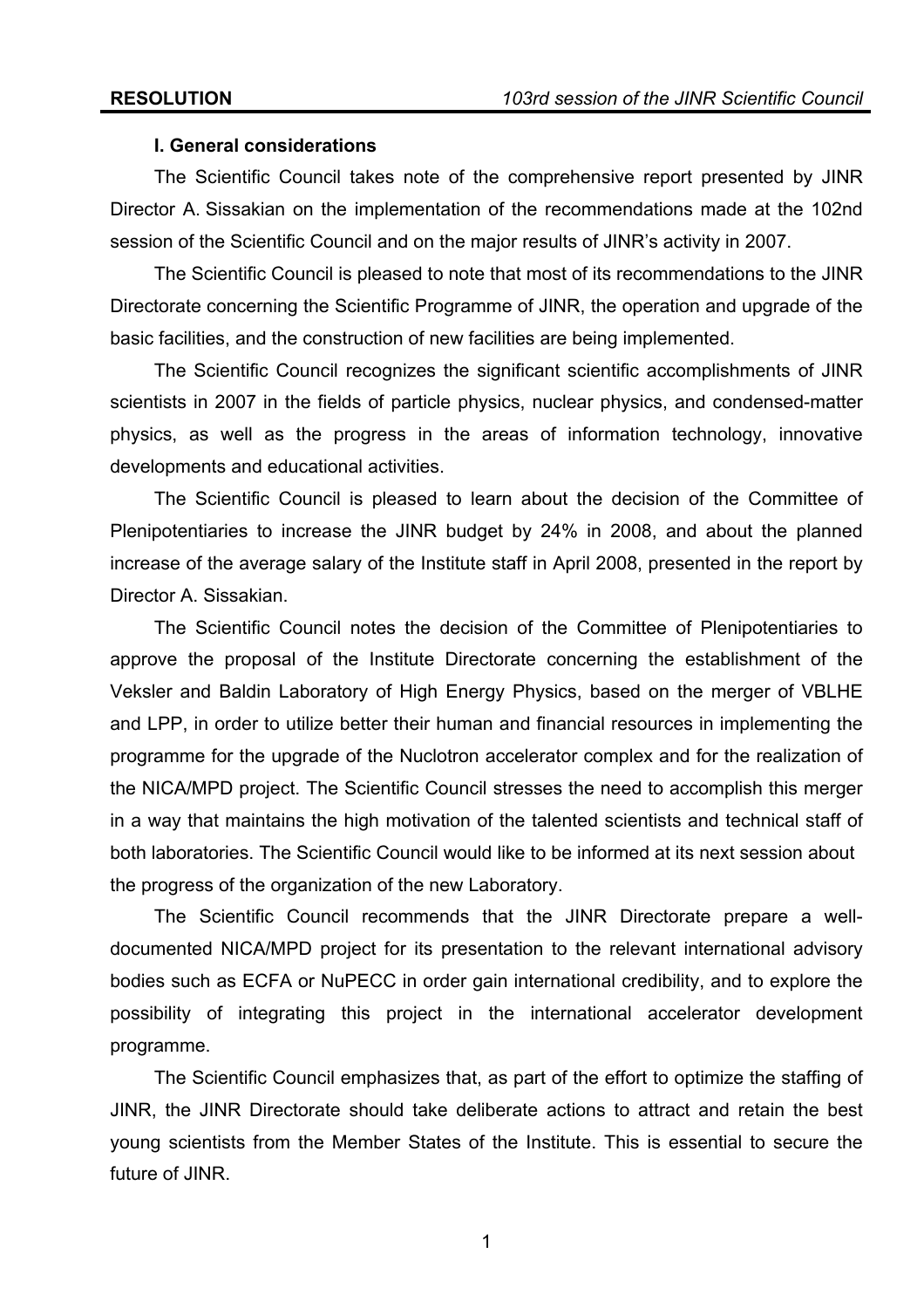### I. General considerations

The Scientific Council takes note of the comprehensive report presented by JINR Director A. Sissakian on the implementation of the recommendations made at the 102nd session of the Scientific Council and on the major results of JINR's activity in 2007.

The Scientific Council is pleased to note that most of its recommendations to the JINR Directorate concerning the Scientific Programme of JINR, the operation and upgrade of the basic facilities, and the construction of new facilities are being implemented.

The Scientific Council recognizes the significant scientific accomplishments of JINR scientists in 2007 in the fields of particle physics, nuclear physics, and condensed-matter physics, as well as the progress in the areas of information technology, innovative developments and educational activities.

The Scientific Council is pleased to learn about the decision of the Committee of Plenipotentiaries to increase the JINR budget by 24% in 2008, and about the planned increase of the average salary of the Institute staff in April 2008, presented in the report by Director A. Sissakian.

The Scientific Council notes the decision of the Committee of Plenipotentiaries to approve the proposal of the Institute Directorate concerning the establishment of the Veksler and Baldin Laboratory of High Energy Physics, based on the merger of VBLHE and LPP, in order to utilize better their human and financial resources in implementing the programme for the upgrade of the Nuclotron accelerator complex and for the realization of the NICA/MPD project. The Scientific Council stresses the need to accomplish this merger in a way that maintains the high motivation of the talented scientists and technical staff of both laboratories. The Scientific Council would like to be informed at its next session about the progress of the organization of the new Laboratory.

The Scientific Council recommends that the JINR Directorate prepare a well-documented NICA/MPD project for its presentation to the relevant international advisory bodies such as ECFA or NuPECC in order gain international credibility, and to explore the possibility of integrating this project in the international accelerator development programme.

The Scientific Council emphasizes that, as part of the effort to optimize the staffing of JINR, the JINR Directorate should take deliberate actions to attract and retain the best young scientists from the Member States of the Institute. This is essential to secure the future of JINR.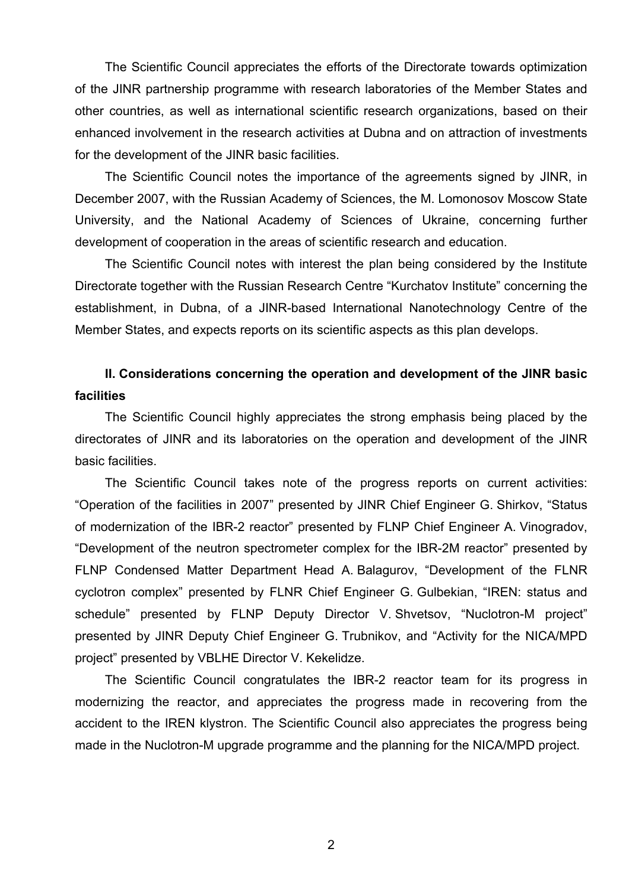The Scientific Council appreciates the efforts of the Directorate towards optimization of the JINR partnership programme with research laboratories of the Member States and other countries, as well as international scientific research organizations, based on their enhanced involvement in the research activities at Dubna and on attraction of investments for the development of the JINR basic facilities.

The Scientific Council notes the importance of the agreements signed by JINR, in December 2007, with the Russian Academy of Sciences, the M. Lomonosov Moscow State University, and the National Academy of Sciences of Ukraine, concerning further development of cooperation in the areas of scientific research and education.

The Scientific Council notes with interest the plan being considered by the Institute Directorate together with the Russian Research Centre "Kurchatov Institute" concerning the establishment, in Dubna, of a JINR-based International Nanotechnology Centre of the Member States, and expects reports on its scientific aspects as this plan develops.

## II. Considerations concerning the operation and development of the JINR basic facilities

The Scientific Council highly appreciates the strong emphasis being placed by the directorates of JINR and its laboratories on the operation and development of the JINR basic facilities.

The Scientific Council takes note of the progress reports on current activities: "Operation of the facilities in 2007" presented by JINR Chief Engineer G. Shirkov, "Status of modernization of the IBR-2 reactor" presented by FLNP Chief Engineer A. Vinogradov, "Development of the neutron spectrometer complex for the IBR-2M reactor" presented by FLNP Condensed Matter Department Head A. Balagurov, "Development of the FLNR cyclotron complex" presented by FLNR Chief Engineer G. Gulbekian, "IREN: status and schedule" presented by FLNP Deputy Director V. Shvetsov, "Nuclotron-M project" presented by JINR Deputy Chief Engineer G. Trubnikov, and "Activity for the NICA/MPD project" presented by VBLHE Director V. Kekelidze.

The Scientific Council congratulates the IBR-2 reactor team for its progress in modernizing the reactor, and appreciates the progress made in recovering from the accident to the IREN klystron. The Scientific Council also appreciates the progress being made in the Nuclotron-M upgrade programme and the planning for the NICA/MPD project.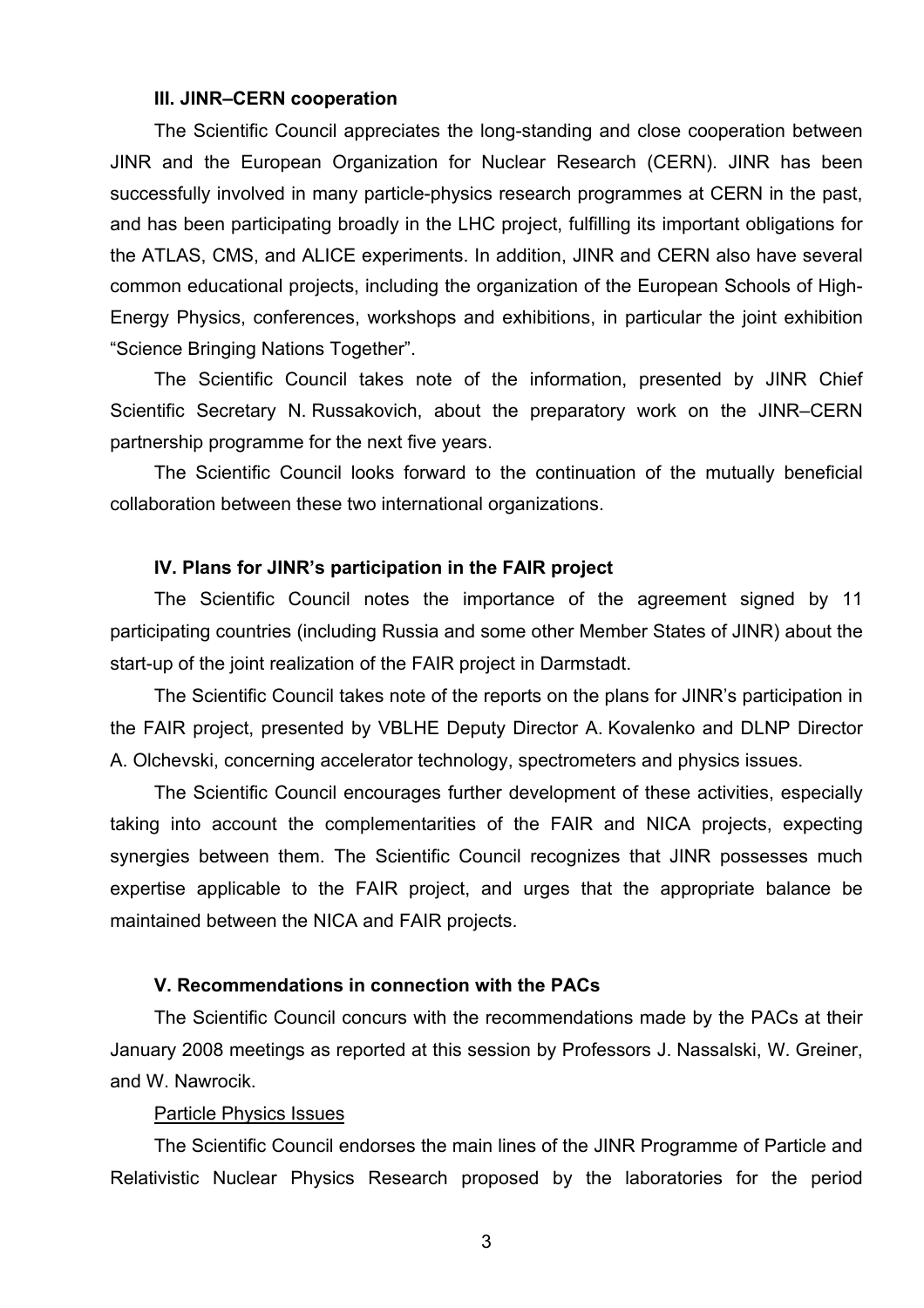### III. JINR–CERN cooperation

The Scientific Council appreciates the long-standing and close cooperation between JINR and the European Organization for Nuclear Research (CERN). JINR has been successfully involved in many particle-physics research programmes at CERN in the past, and has been participating broadly in the LHC project, fulfilling its important obligations for the ATLAS, CMS, and ALICE experiments. In addition, JINR and CERN also have several common educational projects, including the organization of the European Schools of High-Energy Physics, conferences, workshops and exhibitions, in particular the joint exhibition "Science Bringing Nations Together".

The Scientific Council takes note of the information, presented by JINR Chief Scientific Secretary N. Russakovich, about the preparatory work on the JINR–CERN partnership programme for the next five years.

The Scientific Council looks forward to the continuation of the mutually beneficial collaboration between these two international organizations.

### IV. Plans for JINR's participation in the FAIR project

The Scientific Council notes the importance of the agreement signed by 11 participating countries (including Russia and some other Member States of JINR) about the start-up of the joint realization of the FAIR project in Darmstadt.

The Scientific Council takes note of the reports on the plans for JINR's participation in the FAIR project, presented by VBLHE Deputy Director A. Kovalenko and DLNP Director A. Olchevski, concerning accelerator technology, spectrometers and physics issues.

The Scientific Council encourages further development of these activities, especially taking into account the complementarities of the FAIR and NICA projects, expecting synergies between them. The Scientific Council recognizes that JINR possesses much expertise applicable to the FAIR project, and urges that the appropriate balance be maintained between the NICA and FAIR projects.

### V. Recommendations in connection with the PACs

The Scientific Council concurs with the recommendations made by the PACs at their January 2008 meetings as reported at this session by Professors J. Nassalski, W. Greiner, and W. Nawrocik.

<u>Particle Physics Issues</u>

The Scientific Council endorses the main lines of the JINR Programme of Particle and Relativistic Nuclear Physics Research proposed by the laboratories for the period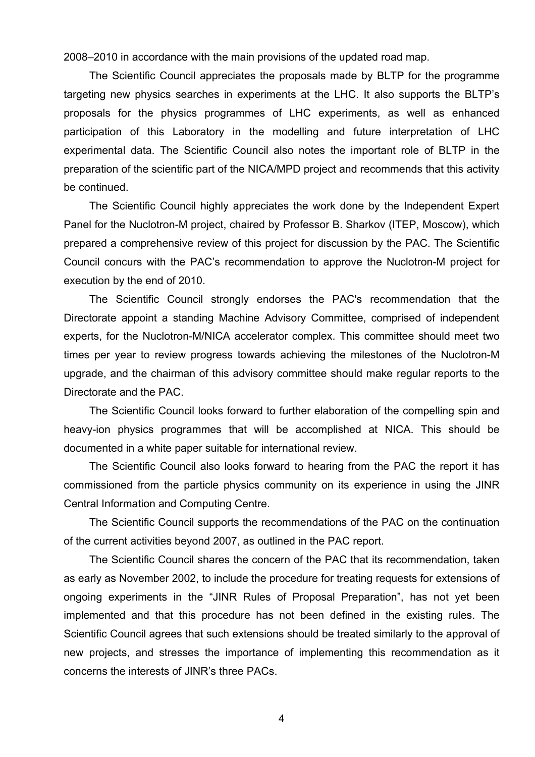2008–2010 in accordance with the main provisions of the updated road map.

The Scientific Council appreciates the proposals made by BLTP for the programme targeting new physics searches in experiments at the LHC. It also supports the BLTP's proposals for the physics programmes of LHC experiments, as well as enhanced participation of this Laboratory in the modelling and future interpretation of LHC experimental data. The Scientific Council also notes the important role of BLTP in the preparation of the scientific part of the NICA/MPD project and recommends that this activity be continued.

The Scientific Council highly appreciates the work done by the Independent Expert Panel for the Nuclotron-M project, chaired by Professor B. Sharkov (ITEP, Moscow), which prepared a comprehensive review of this project for discussion by the PAC. The Scientific Council concurs with the PAC's recommendation to approve the Nuclotron-M project for execution by the end of 2010.

The Scientific Council strongly endorses the PAC's recommendation that the Directorate appoint a standing Machine Advisory Committee, comprised of independent experts, for the Nuclotron-M/NICA accelerator complex. This committee should meet two times per year to review progress towards achieving the milestones of the Nuclotron-M upgrade, and the chairman of this advisory committee should make regular reports to the Directorate and the PAC.

The Scientific Council looks forward to further elaboration of the compelling spin and heavy-ion physics programmes that will be accomplished at NICA. This should be documented in a white paper suitable for international review.

The Scientific Council also looks forward to hearing from the PAC the report it has commissioned from the particle physics community on its experience in using the JINR Central Information and Computing Centre.

The Scientific Council supports the recommendations of the PAC on the continuation of the current activities beyond 2007, as outlined in the PAC report.

The Scientific Council shares the concern of the PAC that its recommendation, taken as early as November 2002, to include the procedure for treating requests for extensions of ongoing experiments in the "JINR Rules of Proposal Preparation", has not yet been implemented and that this procedure has not been defined in the existing rules. The Scientific Council agrees that such extensions should be treated similarly to the approval of new projects, and stresses the importance of implementing this recommendation as it concerns the interests of JINR's three PACs.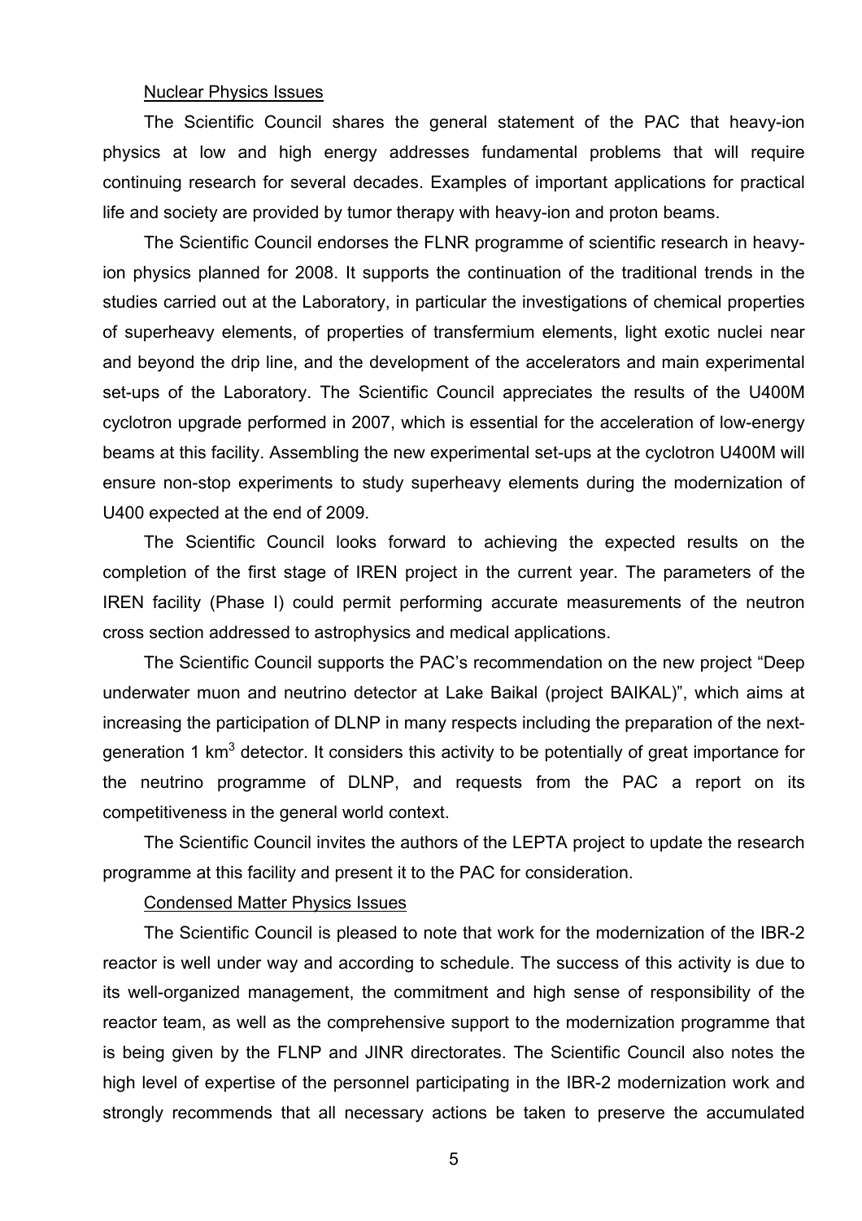Nuclear Physics Issues

The Scientific Council shares the general statement of the PAC that heavy-ion physics at low and high energy addresses fundamental problems that will require continuing research for several decades. Examples of important applications for practical life and society are provided by tumor therapy with heavy-ion and proton beams.

The Scientific Council endorses the FLNR programme of scientific research in heavy-ion physics planned for 2008. It supports the continuation of the traditional trends in the studies carried out at the Laboratory, in particular the investigations of chemical properties of superheavy elements, of properties of transfermium elements, light exotic nuclei near and beyond the drip line, and the development of the accelerators and main experimental set-ups of the Laboratory. The Scientific Council appreciates the results of the U400M cyclotron upgrade performed in 2007, which is essential for the acceleration of low-energy beams at this facility. Assembling the new experimental set-ups at the cyclotron U400M will ensure non-stop experiments to study superheavy elements during the modernization of U400 expected at the end of 2009.

The Scientific Council looks forward to achieving the expected results on the completion of the first stage of IREN project in the current year. The parameters of the IREN facility (Phase I) could permit performing accurate measurements of the neutron cross section addressed to astrophysics and medical applications.

The Scientific Council supports the PAC's recommendation on the new project "Deep underwater muon and neutrino detector at Lake Baikal (project BAIKAL)", which aims at increasing the participation of DLNP in many respects including the preparation of the next-generation 1 $km^3$ detector. It considers this activity to be potentially of great importance for the neutrino programme of DLNP, and requests from the PAC a report on its competitiveness in the general world context.

The Scientific Council invites the authors of the LEPTA project to update the research programme at this facility and present it to the PAC for consideration.

Condensed Matter Physics Issues

The Scientific Council is pleased to note that work for the modernization of the IBR-2 reactor is well under way and according to schedule. The success of this activity is due to its well-organized management, the commitment and high sense of responsibility of the reactor team, as well as the comprehensive support to the modernization programme that is being given by the FLNP and JINR directorates. The Scientific Council also notes the high level of expertise of the personnel participating in the IBR-2 modernization work and strongly recommends that all necessary actions be taken to preserve the accumulated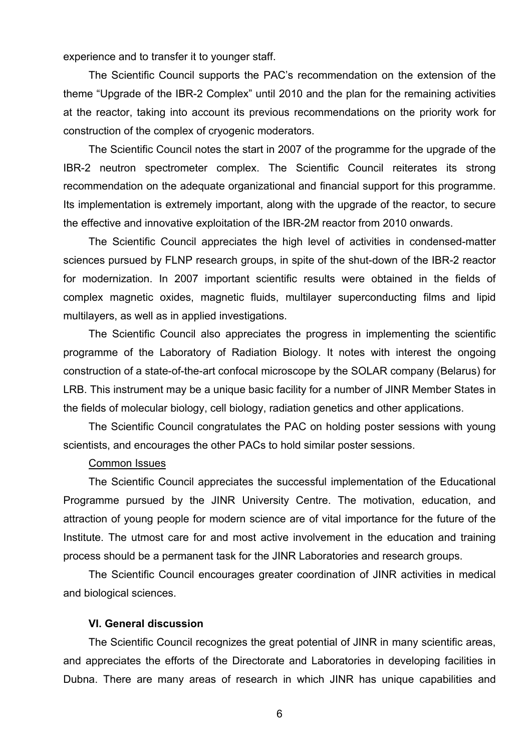experience and to transfer it to younger staff.

The Scientific Council supports the PAC's recommendation on the extension of the theme "Upgrade of the IBR-2 Complex" until 2010 and the plan for the remaining activities at the reactor, taking into account its previous recommendations on the priority work for construction of the complex of cryogenic moderators.

The Scientific Council notes the start in 2007 of the programme for the upgrade of the IBR-2 neutron spectrometer complex. The Scientific Council reiterates its strong recommendation on the adequate organizational and financial support for this programme. Its implementation is extremely important, along with the upgrade of the reactor, to secure the effective and innovative exploitation of the IBR-2M reactor from 2010 onwards.

The Scientific Council appreciates the high level of activities in condensed-matter sciences pursued by FLNP research groups, in spite of the shut-down of the IBR-2 reactor for modernization. In 2007 important scientific results were obtained in the fields of complex magnetic oxides, magnetic fluids, multilayer superconducting films and lipid multilayers, as well as in applied investigations.

The Scientific Council also appreciates the progress in implementing the scientific programme of the Laboratory of Radiation Biology. It notes with interest the ongoing construction of a state-of-the-art confocal microscope by the SOLAR company (Belarus) for LRB. This instrument may be a unique basic facility for a number of JINR Member States in the fields of molecular biology, cell biology, radiation genetics and other applications.

The Scientific Council congratulates the PAC on holding poster sessions with young scientists, and encourages the other PACs to hold similar poster sessions.

Common Issues

The Scientific Council appreciates the successful implementation of the Educational Programme pursued by the JINR University Centre. The motivation, education, and attraction of young people for modern science are of vital importance for the future of the Institute. The utmost care for and most active involvement in the education and training process should be a permanent task for the JINR Laboratories and research groups.

The Scientific Council encourages greater coordination of JINR activities in medical and biological sciences.

### VI. General discussion

The Scientific Council recognizes the great potential of JINR in many scientific areas, and appreciates the efforts of the Directorate and Laboratories in developing facilities in Dubna. There are many areas of research in which JINR has unique capabilities and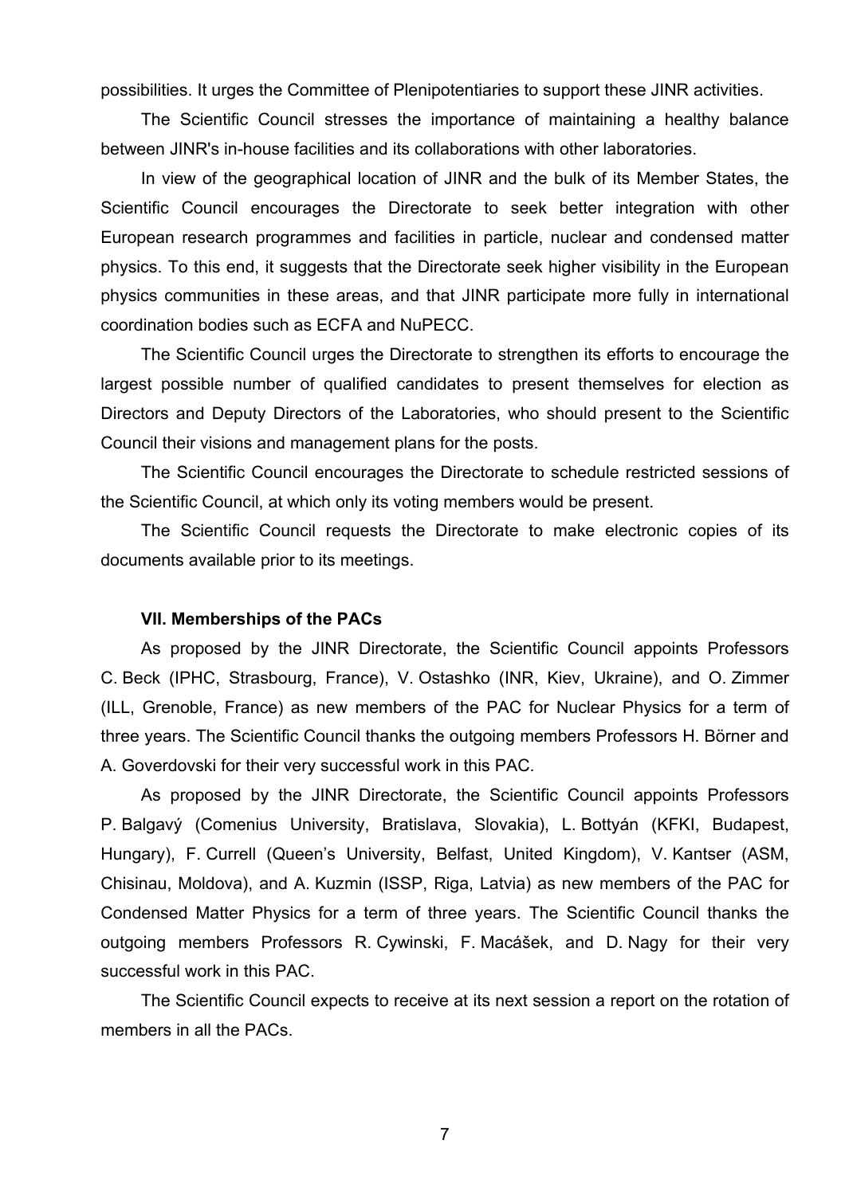possibilities. It urges the Committee of Plenipotentiaries to support these JINR activities.

The Scientific Council stresses the importance of maintaining a healthy balance between JINR's in-house facilities and its collaborations with other laboratories.

In view of the geographical location of JINR and the bulk of its Member States, the Scientific Council encourages the Directorate to seek better integration with other European research programmes and facilities in particle, nuclear and condensed matter physics. To this end, it suggests that the Directorate seek higher visibility in the European physics communities in these areas, and that JINR participate more fully in international coordination bodies such as ECFA and NuPECC.

The Scientific Council urges the Directorate to strengthen its efforts to encourage the largest possible number of qualified candidates to present themselves for election as Directors and Deputy Directors of the Laboratories, who should present to the Scientific Council their visions and management plans for the posts.

The Scientific Council encourages the Directorate to schedule restricted sessions of the Scientific Council, at which only its voting members would be present.

The Scientific Council requests the Directorate to make electronic copies of its documents available prior to its meetings.

### VII. Memberships of the PACs

As proposed by the JINR Directorate, the Scientific Council appoints Professors C. Beck (IPHC, Strasbourg, France), V. Ostashko (INR, Kiev, Ukraine), and O. Zimmer (ILL, Grenoble, France) as new members of the PAC for Nuclear Physics for a term of three years. The Scientific Council thanks the outgoing members Professors H. Börner and A. Goverdovski for their very successful work in this PAC.

As proposed by the JINR Directorate, the Scientific Council appoints Professors P. Balgavý (Comenius University, Bratislava, Slovakia), L. Bottyán (KFKI, Budapest, Hungary), F. Currell (Queen's University, Belfast, United Kingdom), V. Kantser (ASM, Chisinau, Moldova), and A. Kuzmin (ISSP, Riga, Latvia) as new members of the PAC for Condensed Matter Physics for a term of three years. The Scientific Council thanks the outgoing members Professors R. Cywinski, F. Macášek, and D. Nagy for their very successful work in this PAC.

The Scientific Council expects to receive at its next session a report on the rotation of members in all the PACs.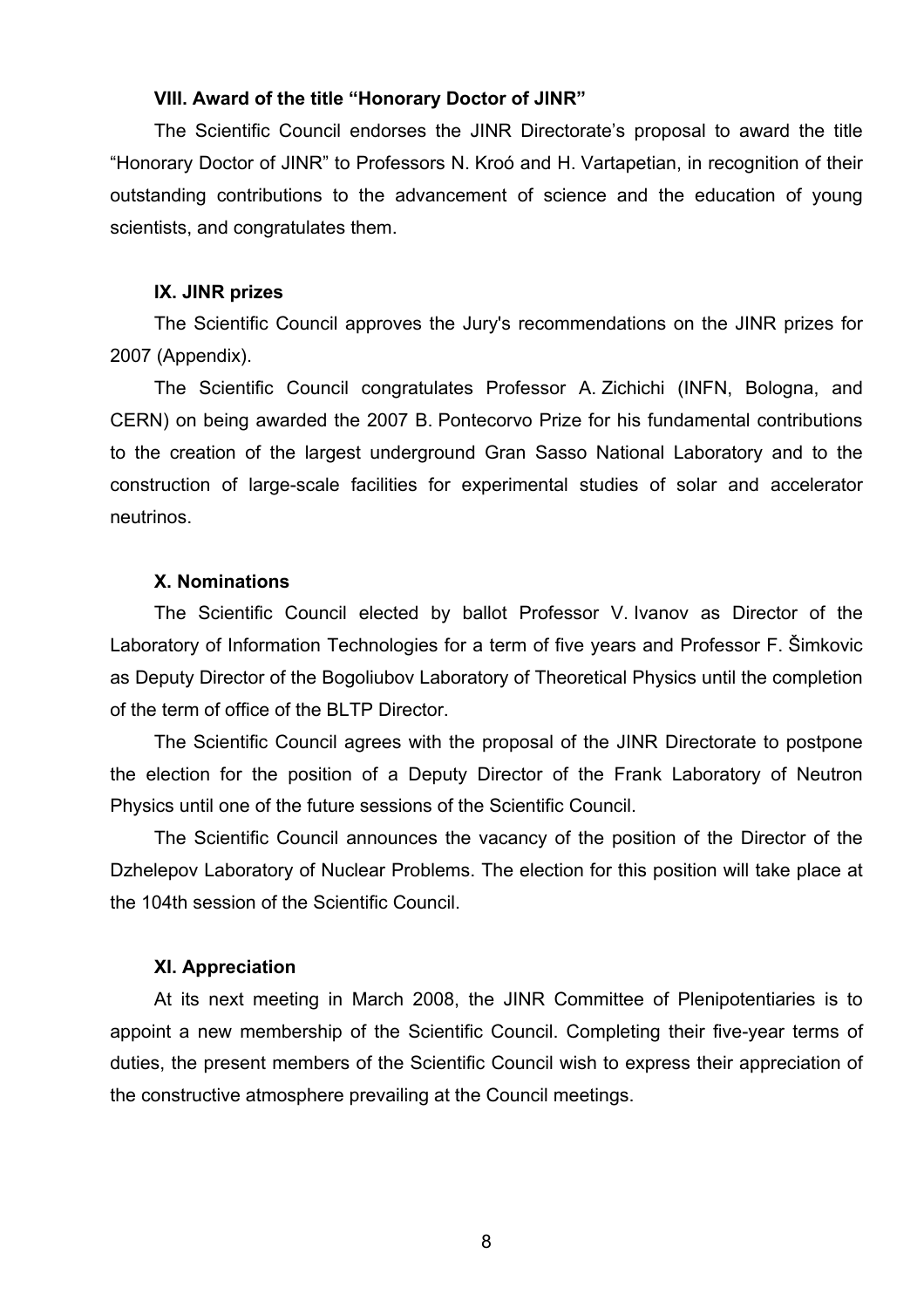**VIII. Award of the title “Honorary Doctor of JINR”**

The Scientific Council endorses the JINR Directorate’s proposal to award the title “Honorary Doctor of JINR” to Professors N. Kroó and H. Vartapetian, in recognition of their outstanding contributions to the advancement of science and the education of young scientists, and congratulates them.

**IX. JINR prizes**

The Scientific Council approves the Jury's recommendations on the JINR prizes for 2007 (Appendix).

The Scientific Council congratulates Professor A. Zichichi (INFN, Bologna, and CERN) on being awarded the 2007 B. Pontecorvo Prize for his fundamental contributions to the creation of the largest underground Gran Sasso National Laboratory and to the construction of large-scale facilities for experimental studies of solar and accelerator neutrinos.

**X. Nominations**

The Scientific Council elected by ballot Professor V. Ivanov as Director of the Laboratory of Information Technologies for a term of five years and Professor F. Šimkovic as Deputy Director of the Bogoliubov Laboratory of Theoretical Physics until the completion of the term of office of the BLTP Director.

The Scientific Council agrees with the proposal of the JINR Directorate to postpone the election for the position of a Deputy Director of the Frank Laboratory of Neutron Physics until one of the future sessions of the Scientific Council.

The Scientific Council announces the vacancy of the position of the Director of the Dzhelepov Laboratory of Nuclear Problems. The election for this position will take place at the 104th session of the Scientific Council.

**XI. Appreciation**

At its next meeting in March 2008, the JINR Committee of Plenipotentiaries is to appoint a new membership of the Scientific Council. Completing their five-year terms of duties, the present members of the Scientific Council wish to express their appreciation of the constructive atmosphere prevailing at the Council meetings.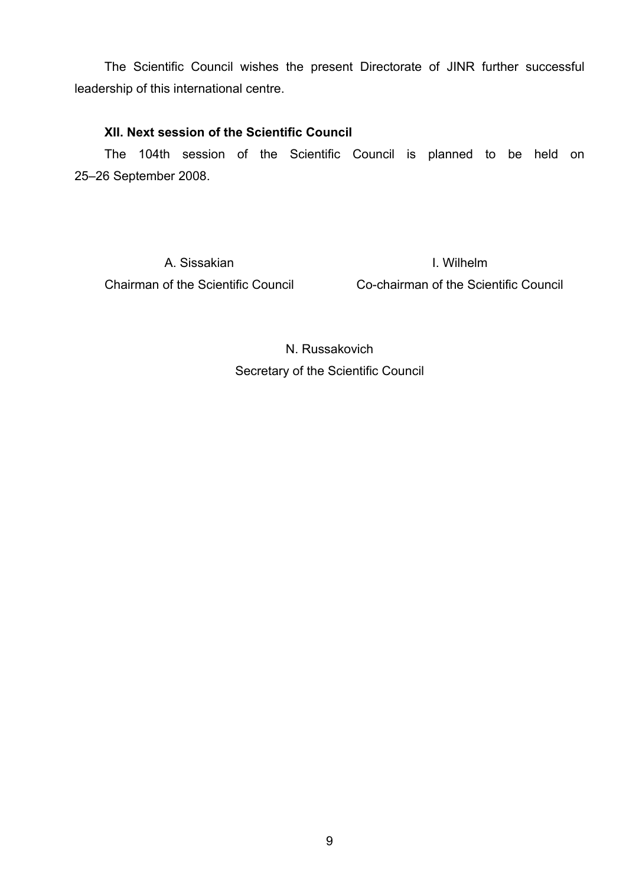The Scientific Council wishes the present Directorate of JINR further successful leadership of this international centre.

### XII. Next session of the Scientific Council

The 104th session of the Scientific Council is planned to be held on 25–26 September 2008.

A. Sissakian
Chairman of the Scientific Council

I. Wilhelm
Co-chairman of the Scientific Council

N. Russakovich
Secretary of the Scientific Council